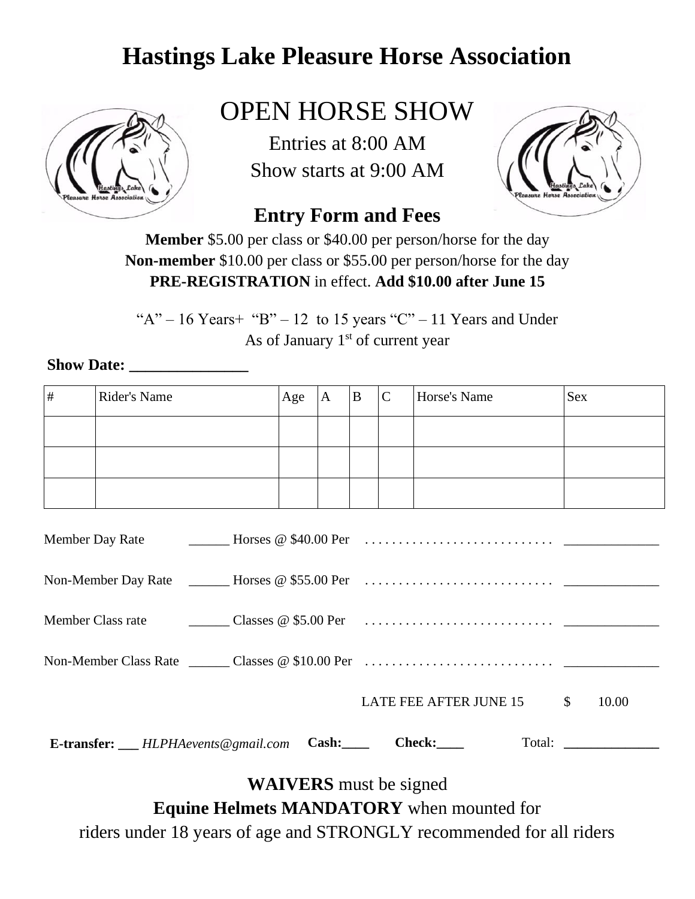# Hastings Lake Pleasure Horse Association

## OPEN HORSE SHOW

Entries at 8:00 AM

Show starts at 9:00 AM

### Entry Form and Fees

**Member** $5.00 per class or $40.00 per person/horse for the day

**Non-member** $10.00 per class or $55.00 per person/horse for the day

**PRE-REGISTRATION** in effect. **Add $10.00 after June 15**

"A" – 16 Years+ "B" – 12 to 15 years "C" – 11 Years and Under

As of January 1st of current year

**Show Date: _______________**

| # | Rider's Name | Age | A | B | C | Horse's Name | Sex |
|---|---|---|---|---|---|---|---|
| | | | | | | | |
| | | | | | | | |
| | | | | | | | |

Member Day Rate ______ Horses @ $40.00 Per . . . . . . . . . . . . . . . . . . . . . . . . . . . . ______________

Non-Member Day Rate ______ Horses @ $55.00 Per . . . . . . . . . . . . . . . . . . . . . . . . . . . . ______________

Member Class rate ______ Classes @ $5.00 Per . . . . . . . . . . . . . . . . . . . . . . . . . . . . ______________

Non-Member Class Rate ______ Classes @ $10.00 Per . . . . . . . . . . . . . . . . . . . . . . . . . . . . ______________

LATE FEE AFTER JUNE 15 $ 10.00

**E-transfer: ___** *HLPHAevents@gmail.com* **Cash:____** **Check:____** Total: ______________

**WAIVERS** must be signed

**Equine Helmets MANDATORY** when mounted for riders under 18 years of age and STRONGLY recommended for all riders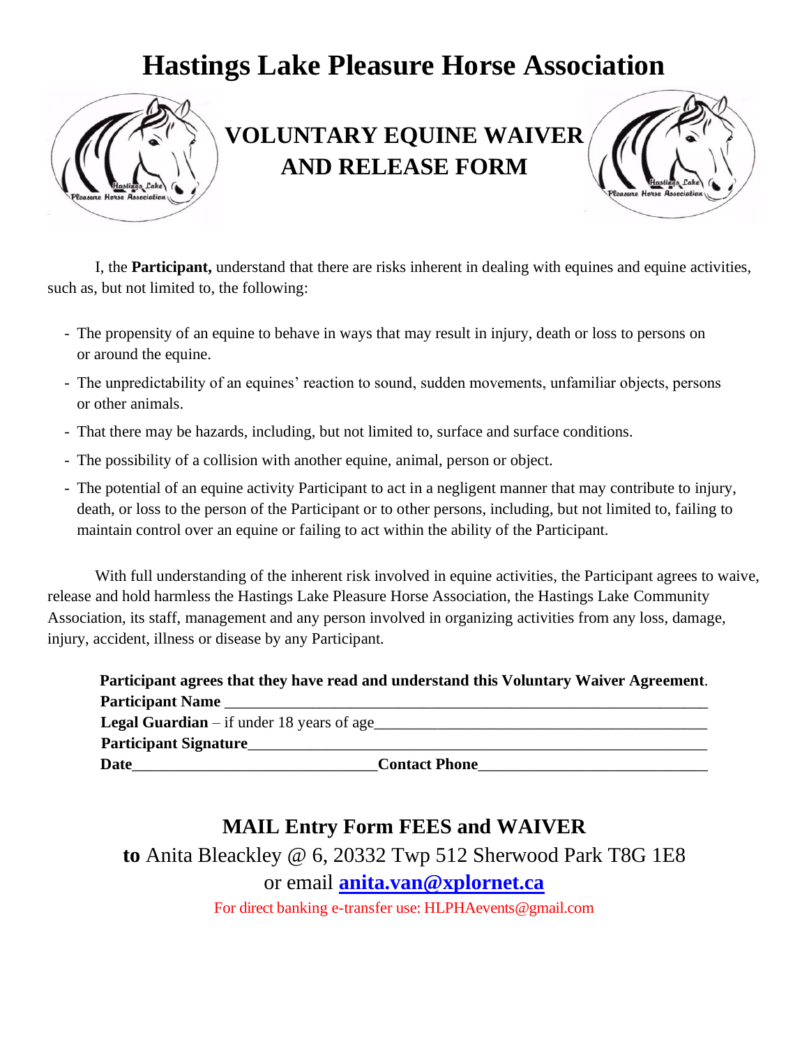# Hastings Lake Pleasure Horse Association

## VOLUNTARY EQUINE WAIVER AND RELEASE FORM

I, the **Participant,** understand that there are risks inherent in dealing with equines and equine activities, such as, but not limited to, the following:

- The propensity of an equine to behave in ways that may result in injury, death or loss to persons on or around the equine.
- The unpredictability of an equines' reaction to sound, sudden movements, unfamiliar objects, persons or other animals.
- That there may be hazards, including, but not limited to, surface and surface conditions.
- The possibility of a collision with another equine, animal, person or object.
- The potential of an equine activity Participant to act in a negligent manner that may contribute to injury, death, or loss to the person of the Participant or to other persons, including, but not limited to, failing to maintain control over an equine or failing to act within the ability of the Participant.

With full understanding of the inherent risk involved in equine activities, the Participant agrees to waive, release and hold harmless the Hastings Lake Pleasure Horse Association, the Hastings Lake Community Association, its staff, management and any person involved in organizing activities from any loss, damage, injury, accident, illness or disease by any Participant.

**Participant agrees that they have read and understand this Voluntary Waiver Agreement**.

**Participant Name** ______________________________________________________________

**Legal Guardian** – if under 18 years of age________________________________________

**Participant Signature**_____________________________________________________________

**Date**______________________________**Contact Phone**____________________________

## MAIL Entry Form FEES and WAIVER

**to** Anita Bleackley @ 6, 20332 Twp 512 Sherwood Park T8G 1E8

or email **anita.van@xplornet.ca**

For direct banking e-transfer use: HLPHAevents@gmail.com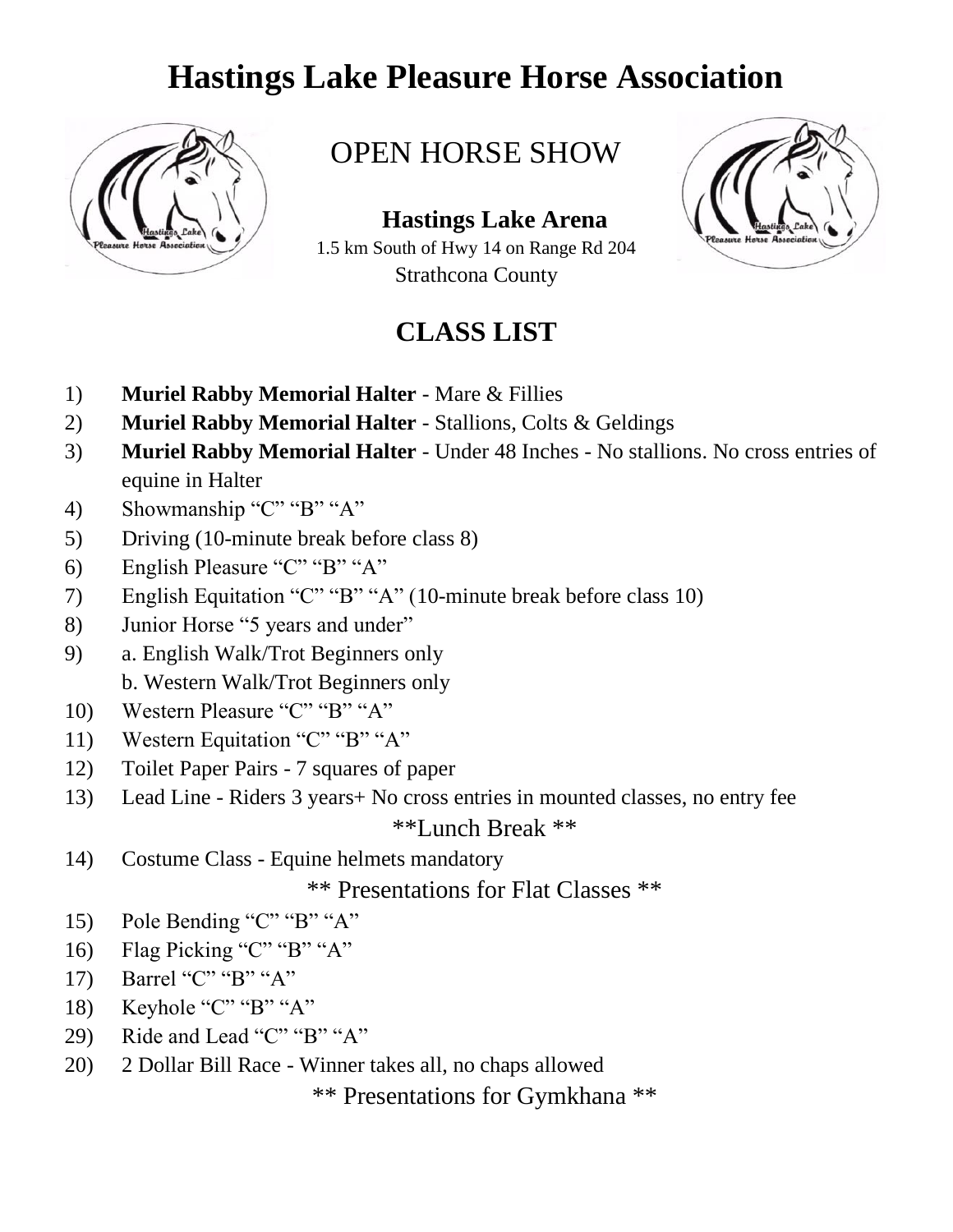# Hastings Lake Pleasure Horse Association

## OPEN HORSE SHOW

**Hastings Lake Arena**
1.5 km South of Hwy 14 on Range Rd 204
Strathcona County

## CLASS LIST

1) **Muriel Rabby Memorial Halter** - Mare & Fillies
2) **Muriel Rabby Memorial Halter** - Stallions, Colts & Geldings
3) **Muriel Rabby Memorial Halter** - Under 48 Inches - No stallions. No cross entries of equine in Halter
4) Showmanship "C" "B" "A"
5) Driving (10-minute break before class 8)
6) English Pleasure "C" "B" "A"
7) English Equitation "C" "B" "A" (10-minute break before class 10)
8) Junior Horse "5 years and under"
9) a. English Walk/Trot Beginners only
   b. Western Walk/Trot Beginners only
10) Western Pleasure "C" "B" "A"
11) Western Equitation "C" "B" "A"
12) Toilet Paper Pairs - 7 squares of paper
13) Lead Line - Riders 3 years+ No cross entries in mounted classes, no entry fee

\*\*Lunch Break \*\*

14) Costume Class - Equine helmets mandatory

\*\* Presentations for Flat Classes \*\*

15) Pole Bending "C" "B" "A"
16) Flag Picking "C" "B" "A"
17) Barrel "C" "B" "A"
18) Keyhole "C" "B" "A"
29) Ride and Lead "C" "B" "A"
20) 2 Dollar Bill Race - Winner takes all, no chaps allowed

\*\* Presentations for Gymkhana \*\*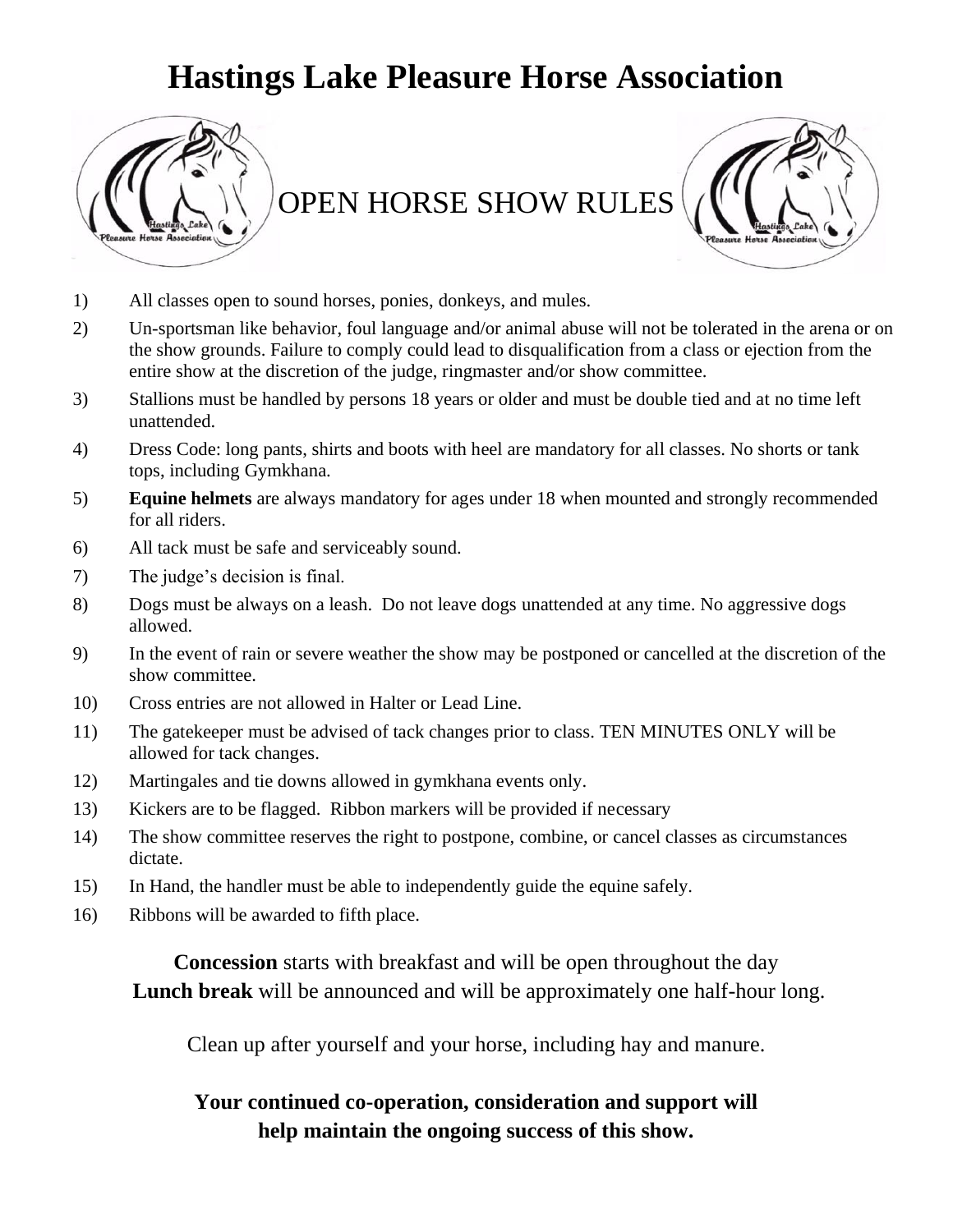# Hastings Lake Pleasure Horse Association

## OPEN HORSE SHOW RULES

1) All classes open to sound horses, ponies, donkeys, and mules.
2) Un-sportsman like behavior, foul language and/or animal abuse will not be tolerated in the arena or on the show grounds. Failure to comply could lead to disqualification from a class or ejection from the entire show at the discretion of the judge, ringmaster and/or show committee.
3) Stallions must be handled by persons 18 years or older and must be double tied and at no time left unattended.
4) Dress Code: long pants, shirts and boots with heel are mandatory for all classes. No shorts or tank tops, including Gymkhana.
5) **Equine helmets** are always mandatory for ages under 18 when mounted and strongly recommended for all riders.
6) All tack must be safe and serviceably sound.
7) The judge's decision is final.
8) Dogs must be always on a leash. Do not leave dogs unattended at any time. No aggressive dogs allowed.
9) In the event of rain or severe weather the show may be postponed or cancelled at the discretion of the show committee.
10) Cross entries are not allowed in Halter or Lead Line.
11) The gatekeeper must be advised of tack changes prior to class. TEN MINUTES ONLY will be allowed for tack changes.
12) Martingales and tie downs allowed in gymkhana events only.
13) Kickers are to be flagged. Ribbon markers will be provided if necessary
14) The show committee reserves the right to postpone, combine, or cancel classes as circumstances dictate.
15) In Hand, the handler must be able to independently guide the equine safely.
16) Ribbons will be awarded to fifth place.

**Concession** starts with breakfast and will be open throughout the day
**Lunch break** will be announced and will be approximately one half-hour long.

Clean up after yourself and your horse, including hay and manure.

**Your continued co-operation, consideration and support will help maintain the ongoing success of this show.**